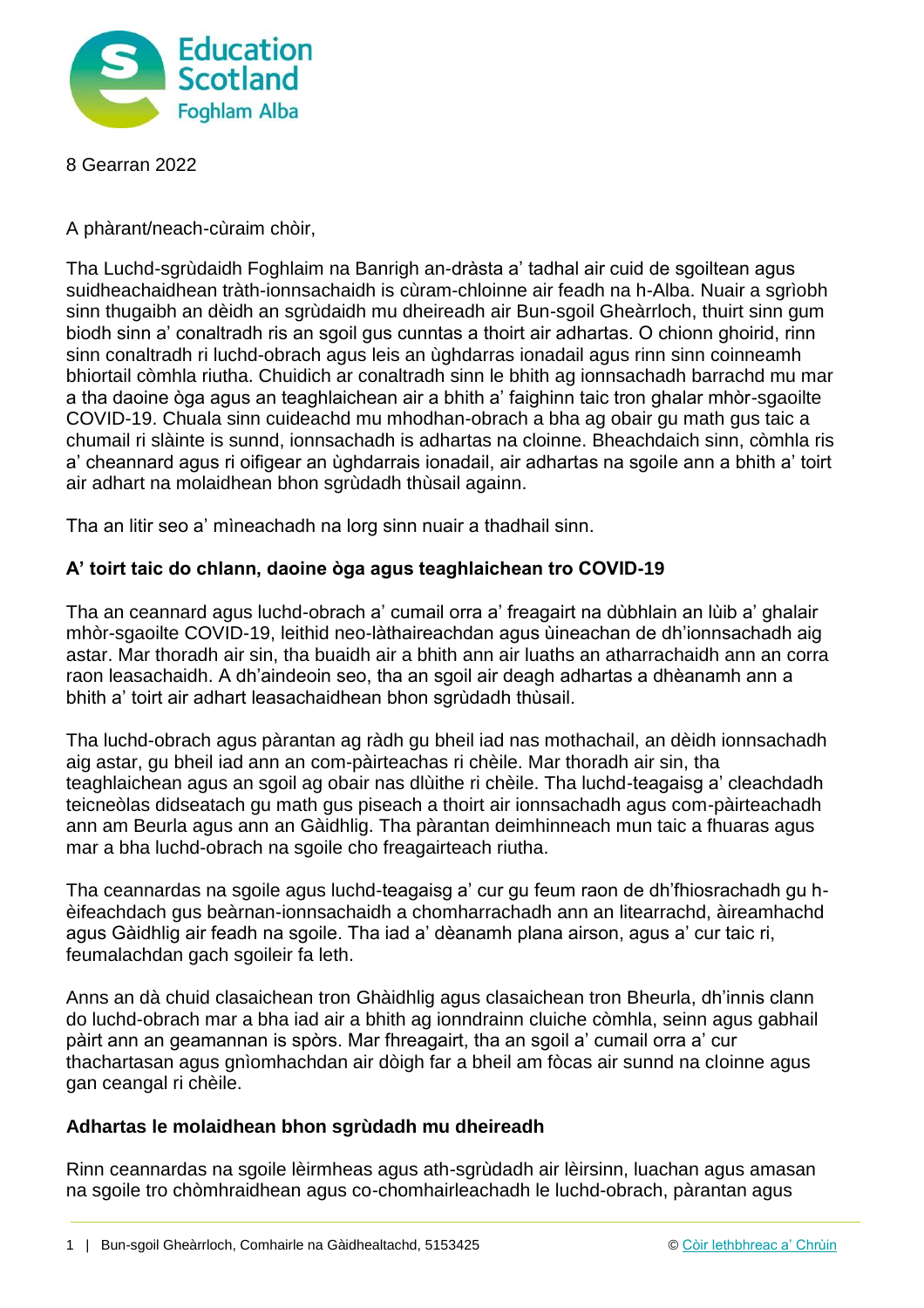8 Gearran 2022

A phàrant/neach-cùraim chòir,

Tha Luchd-sgrùdaidh Foghlaim na Banrigh an-dràsta a' tadhal air cuid de sgoiltean agus suidheachaidhean tràth-ionnsachaidh is cùram-chloinne air feadh na h-Alba. Nuair a sgrìobh sinn thugaibh an dèidh an sgrùdaidh mu dheireadh air Bun-sgoil Gheàrrloch, thuirt sinn gum biodh sinn a' conaltradh ris an sgoil gus cunntas a thoirt air adhartas. O chionn ghoirid, rinn sinn conaltradh ri luchd-obrach agus leis an ùghdarras ionadail agus rinn sinn coinneamh bhiortail còmhla riutha. Chuidich ar conaltradh sinn le bhith ag ionnsachadh barrachd mu mar a tha daoine òga agus an teaghlaichean air a bhith a' faighinn taic tron ghalar mhòr-sgaoilte COVID-19. Chuala sinn cuideachd mu mhodhan-obrach a bha ag obair gu math gus taic a chumail ri slàinte is sunnd, ionnsachadh is adhartas na cloinne. Bheachdaich sinn, còmhla ris a' cheannard agus ri oifigear an ùghdarrais ionadail, air adhartas na sgoile ann a bhith a' toirt air adhart na molaidhean bhon sgrùdadh thùsail againn.

Tha an litir seo a' mìneachadh na lorg sinn nuair a thadhail sinn.

**A' toirt taic do chlann, daoine òga agus teaghlaichean tro COVID-19**

Tha an ceannard agus luchd-obrach a' cumail orra a' freagairt na dùbhlain an lùib a' ghalair mhòr-sgaoilte COVID-19, leithid neo-làthaireachdan agus ùineachan de dh'ionnsachadh aig astar. Mar thoradh air sin, tha buaidh air a bhith ann air luaths an atharrachaidh ann an corra raon leasachaidh. A dh'aindeoin seo, tha an sgoil air deagh adhartas a dhèanamh ann a bhith a' toirt air adhart leasachaidhean bhon sgrùdadh thùsail.

Tha luchd-obrach agus pàrantan ag ràdh gu bheil iad nas mothachail, an dèidh ionnsachadh aig astar, gu bheil iad ann an com-pàirteachas ri chèile. Mar thoradh air sin, tha teaghlaichean agus an sgoil ag obair nas dlùithe ri chèile. Tha luchd-teagaisg a' cleachdadh teicneòlas didseatach gu math gus piseach a thoirt air ionnsachadh agus com-pàirteachadh ann am Beurla agus ann an Gàidhlig. Tha pàrantan deimhinneach mun taic a fhuaras agus mar a bha luchd-obrach na sgoile cho freagairteach riutha.

Tha ceannardas na sgoile agus luchd-teagaisg a' cur gu feum raon de dh'fhiosrachadh gu h-èifeachdach gus beàrnan-ionnsachaidh a chomharrachadh ann an litearrachd, àireamhachd agus Gàidhlig air feadh na sgoile. Tha iad a' dèanamh plana airson, agus a' cur taic ri, feumalachdan gach sgoileir fa leth.

Anns an dà chuid clasaichean tron Ghàidhlig agus clasaichean tron Bheurla, dh'innis clann do luchd-obrach mar a bha iad air a bhith ag ionndrainn cluiche còmhla, seinn agus gabhail pàirt ann an geamannan is spòrs. Mar fhreagairt, tha an sgoil a' cumail orra a' cur thachartasan agus gnìomhachdan air dòigh far a bheil am fòcas air sunnd na cloinne agus gan ceangal ri chèile.

**Adhartas le molaidhean bhon sgrùdadh mu dheireadh**

Rinn ceannardas na sgoile lèirmheas agus ath-sgrùdadh air lèirsinn, luachan agus amasan na sgoile tro chòmhraidhean agus co-chomhairleachadh le luchd-obrach, pàrantan agus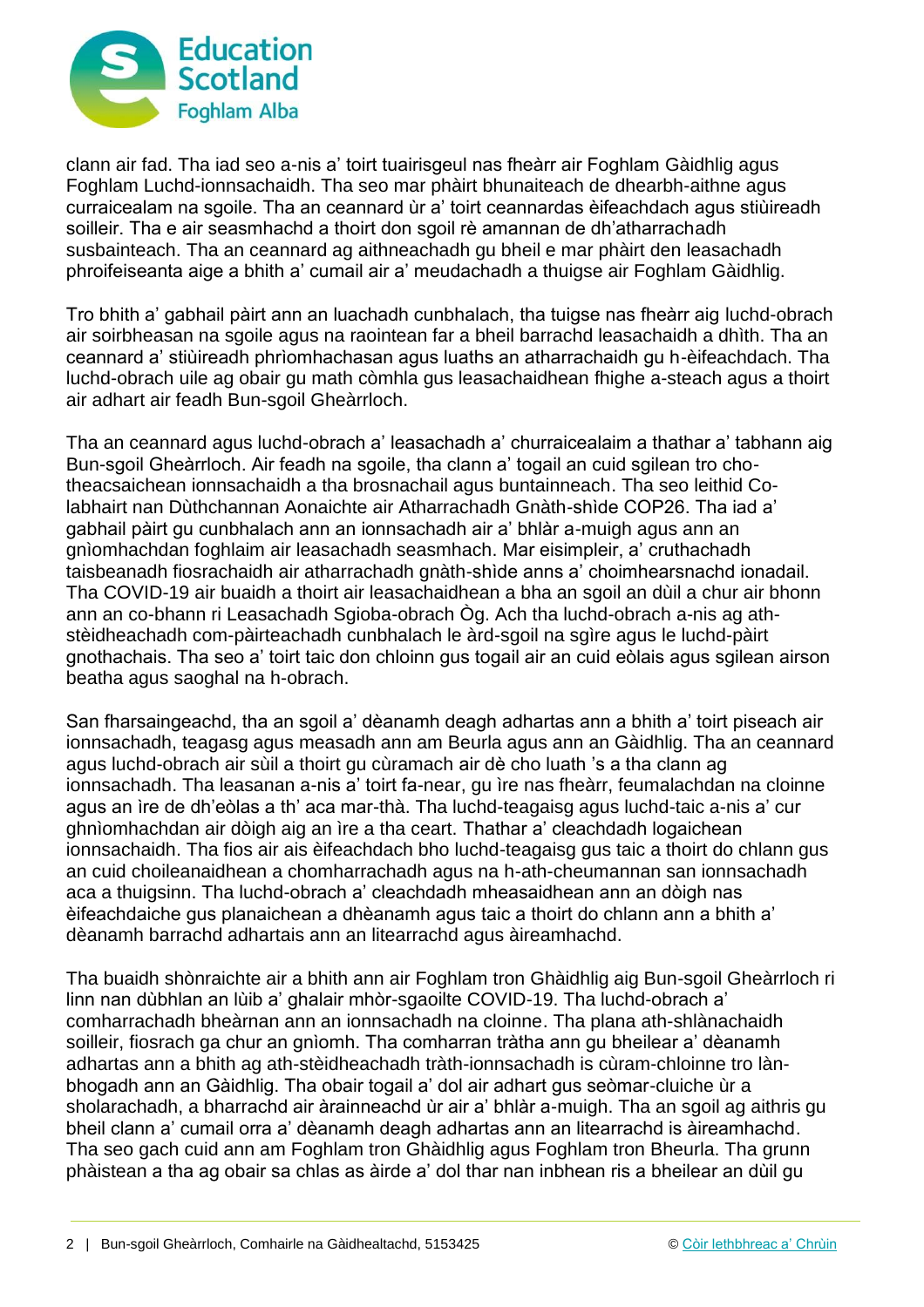clann air fad. Tha iad seo a-nis a' toirt tuairisgeul nas fheàrr air Foghlam Gàidhlig agus Foghlam Luchd-ionnsachaidh. Tha seo mar phàirt bhunaiteach de dhearbh-aithne agus curraicealam na sgoile. Tha an ceannard ùr a' toirt ceannardas èifeachdach agus stiùireadh soilleir. Tha e air seasmhachd a thoirt don sgoil rè amannan de dh'atharrachadh susbainteach. Tha an ceannard ag aithneachadh gu bheil e mar phàirt den leasachadh phroifeiseanta aige a bhith a' cumail air a' meudachadh a thuigse air Foghlam Gàidhlig.

Tro bhith a' gabhail pàirt ann an luachadh cunbhalach, tha tuigse nas fheàrr aig luchd-obrach air soirbheasan na sgoile agus na raointean far a bheil barrachd leasachaidh a dhìth. Tha an ceannard a' stiùireadh phrìomhachasan agus luaths an atharrachaidh gu h-èifeachdach. Tha luchd-obrach uile ag obair gu math còmhla gus leasachaidhean fhighe a-steach agus a thoirt air adhart air feadh Bun-sgoil Gheàrrloch.

Tha an ceannard agus luchd-obrach a' leasachadh a' churraicealaim a thathar a' tabhann aig Bun-sgoil Gheàrrloch. Air feadh na sgoile, tha clann a' togail an cuid sgilean tro cho-theacsaichean ionnsachaidh a tha brosnachail agus buntainneach. Tha seo leithid Co-labhairt nan Dùthchannan Aonaichte air Atharrachadh Gnàth-shìde COP26. Tha iad a' gabhail pàirt gu cunbhalach ann an ionnsachadh air a' bhlàr a-muigh agus ann an gnìomhachdan foghlaim air leasachadh seasmhach. Mar eisimpleir, a' cruthachadh taisbeanadh fiosrachaidh air atharrachadh gnàth-shìde anns a' choimhearsnachd ionadail. Tha COVID-19 air buaidh a thoirt air leasachaidhean a bha an sgoil an dùil a chur air bhonn ann an co-bhann ri Leasachadh Sgioba-obrach Òg. Ach tha luchd-obrach a-nis ag ath-stèidheachadh com-pàirteachadh cunbhalach le àrd-sgoil na sgìre agus le luchd-pàirt gnothachais. Tha seo a' toirt taic don chloinn gus togail air an cuid eòlais agus sgilean airson beatha agus saoghal na h-obrach.

San fharsaingeachd, tha an sgoil a' dèanamh deagh adhartas ann a bhith a' toirt piseach air ionnsachadh, teagasg agus measadh ann am Beurla agus ann an Gàidhlig. Tha an ceannard agus luchd-obrach air sùil a thoirt gu cùramach air dè cho luath 's a tha clann ag ionnsachadh. Tha leasanan a-nis a' toirt fa-near, gu ìre nas fheàrr, feumalachdan na cloinne agus an ìre de dh'eòlas a th' aca mar-thà. Tha luchd-teagaisg agus luchd-taic a-nis a' cur ghnìomhachdan air dòigh aig an ìre a tha ceart. Thathar a' cleachdadh logaichean ionnsachaidh. Tha fios air ais èifeachdach bho luchd-teagaisg gus taic a thoirt do chlann gus an cuid choileanaidhean a chomharrachadh agus na h-ath-cheumannan san ionnsachadh aca a thuigsinn. Tha luchd-obrach a' cleachdadh mheasaidhean ann an dòigh nas èifeachdaiche gus planaichean a dhèanamh agus taic a thoirt do chlann ann a bhith a' dèanamh barrachd adhartais ann an litearrachd agus àireamhachd.

Tha buaidh shònraichte air a bhith ann air Foghlam tron Ghàidhlig aig Bun-sgoil Gheàrrloch ri linn nan dùbhlan an lùib a' ghalair mhòr-sgaoilte COVID-19. Tha luchd-obrach a' comharrachadh bheàrnan ann an ionnsachadh na cloinne. Tha plana ath-shlànachaidh soilleir, fiosrach ga chur an gnìomh. Tha comharran tràtha ann gu bheilear a' dèanamh adhartas ann a bhith ag ath-stèidheachadh tràth-ionnsachadh is cùram-chloinne tro làn-bhogadh ann an Gàidhlig. Tha obair togail a' dol air adhart gus seòmar-cluiche ùr a sholarachadh, a bharrachd air àrainneachd ùr air a' bhlàr a-muigh. Tha an sgoil ag aithris gu bheil clann a' cumail orra a' dèanamh deagh adhartas ann an litearrachd is àireamhachd. Tha seo gach cuid ann am Foghlam tron Ghàidhlig agus Foghlam tron Bheurla. Tha grunn phàistean a tha ag obair sa chlas as àirde a' dol thar nan inbhean ris a bheilear an dùil gu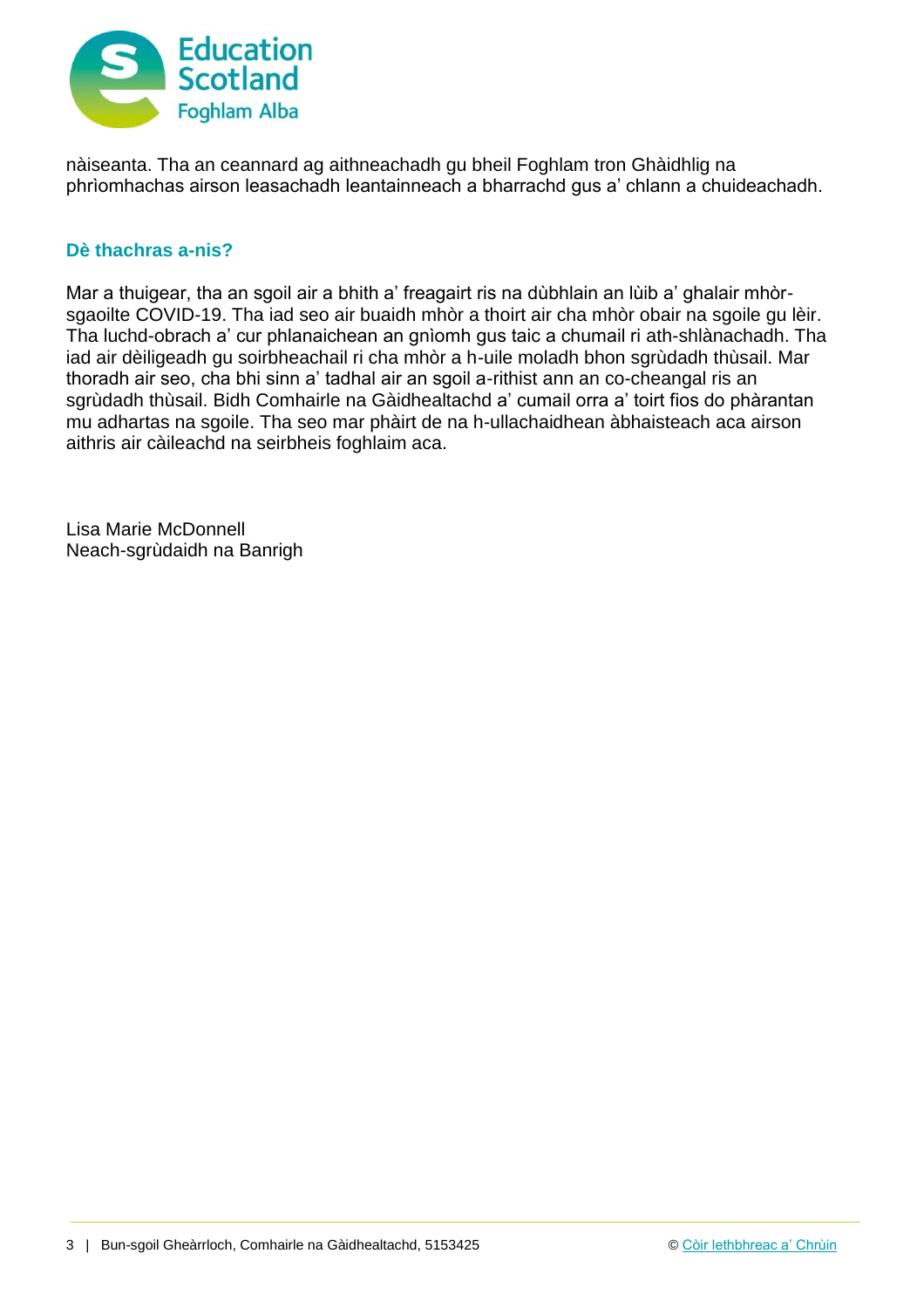nàiseanta. Tha an ceannard ag aithneachadh gu bheil Foghlam tron Ghàidhlig na phrìomhachas airson leasachadh leantainneach a bharrachd gus a' chlann a chuideachadh.

### Dè thachras a-nis?

Mar a thuigear, tha an sgoil air a bhith a' freagairt ris na dùbhlain an lùib a' ghalair mhòr-sgaoilte COVID-19. Tha iad seo air buaidh mhòr a thoirt air cha mhòr obair na sgoile gu lèir. Tha luchd-obrach a' cur phlanaichean an gnìomh gus taic a chumail ri ath-shlànachadh. Tha iad air dèiligeadh gu soirbheachail ri cha mhòr a h-uile moladh bhon sgrùdadh thùsail. Mar thoradh air seo, cha bhi sinn a' tadhal air an sgoil a-rithist ann an co-cheangal ris an sgrùdadh thùsail. Bidh Comhairle na Gàidhealtachd a' cumail orra a' toirt fios do phàrantan mu adhartas na sgoile. Tha seo mar phàirt de na h-ullachaidhean àbhaisteach aca airson aithris air càileachd na seirbheis foghlaim aca.

Lisa Marie McDonnell
Neach-sgrùdaidh na Banrigh